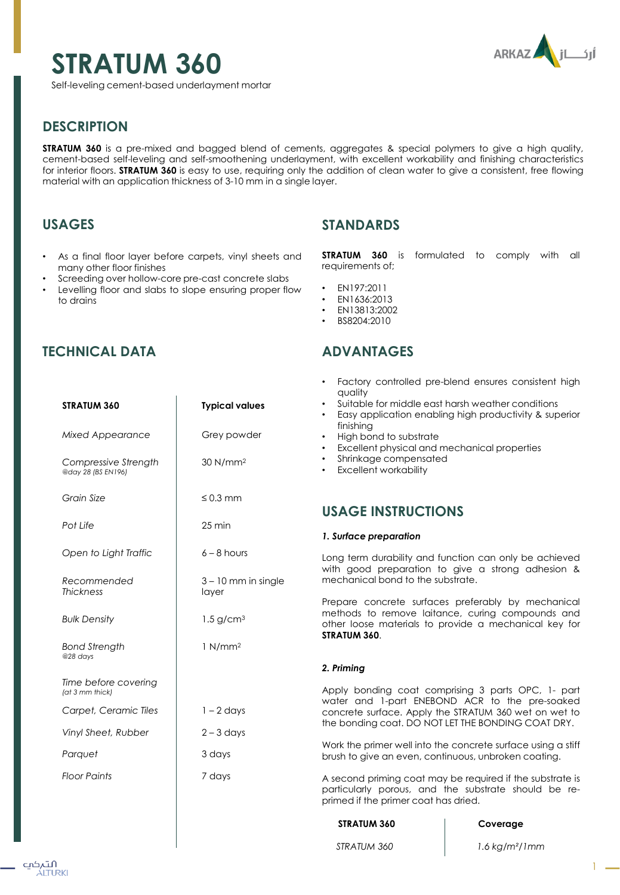# STRATUM 360

Self-leveling cement-based underlayment mortar

## DESCRIPTION

**STRATUM 360** is a pre-mixed and bagged blend of cements, aggregates & special polymers to give a high quality, cement-based self-leveling and self-smoothening underlayment, with excellent workability and finishing characteristics for interior floors. **STRATUM 360** is easy to use, requiring only the addition of clean water to give a consistent, free flowing material with an application thickness of 3-10 mm in a single layer.

## USAGES

- As a final floor layer before carpets, vinyl sheets and many other floor finishes
- Screeding over hollow-core pre-cast concrete slabs
- Levelling floor and slabs to slope ensuring proper flow to drains

## TECHNICAL DATA

| STRATUM 360 | Typical values |
|---|---|
| *Mixed Appearance* | Grey powder |
| *Compressive Strength* *@day 28 (BS EN196)* | 30 N/mm² |
| *Grain Size* | ≤ 0.3 mm |
| *Pot Life* | 25 min |
| *Open to Light Traffic* | 6 – 8 hours |
| *Recommended Thickness* | 3 – 10 mm in single layer |
| *Bulk Density* | 1.5 g/cm³ |
| *Bond Strength* *@28 days* | 1 N/mm² |
| *Time before covering* *(at 3 mm thick)* | |
| *Carpet, Ceramic Tiles* | 1 – 2 days |
| *Vinyl Sheet, Rubber* | 2 – 3 days |
| *Parquet* | 3 days |
| *Floor Paints* | 7 days |

## STANDARDS

**STRATUM 360** is formulated to comply with all requirements of;

- EN197:2011
- EN1636:2013
- EN13813:2002
- BS8204:2010

## ADVANTAGES

- Factory controlled pre-blend ensures consistent high quality
- Suitable for middle east harsh weather conditions
- Easy application enabling high productivity & superior finishing
- High bond to substrate
- Excellent physical and mechanical properties
- Shrinkage compensated
- Excellent workability

## USAGE INSTRUCTIONS

***1. Surface preparation***

Long term durability and function can only be achieved with good preparation to give a strong adhesion & mechanical bond to the substrate.

Prepare concrete surfaces preferably by mechanical methods to remove laitance, curing compounds and other loose materials to provide a mechanical key for **STRATUM 360**.

***2. Priming***

Apply bonding coat comprising 3 parts OPC, 1- part water and 1-part ENEBOND ACR to the pre-soaked concrete surface. Apply the STRATUM 360 wet on wet to the bonding coat. DO NOT LET THE BONDING COAT DRY.

Work the primer well into the concrete surface using a stiff brush to give an even, continuous, unbroken coating.

A second priming coat may be required if the substrate is particularly porous, and the substrate should be re-primed if the primer coat has dried.

| STRATUM 360 | Coverage |
|---|---|
| *STRATUM 360* | *1.6 kg/m²/1mm* |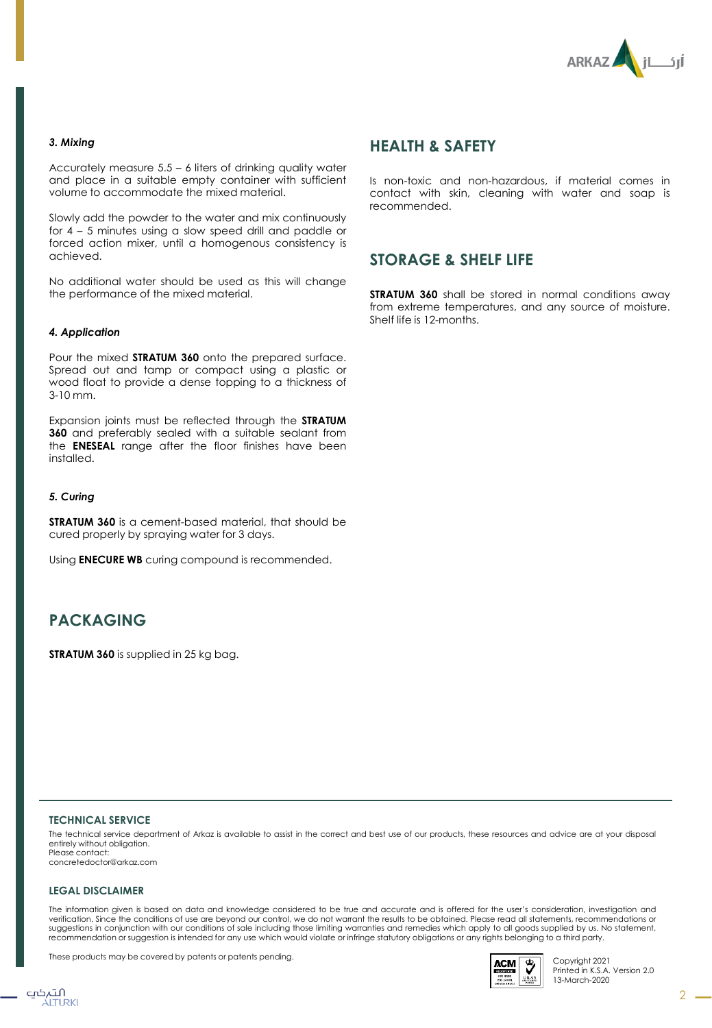#### 3. Mixing

Accurately measure 5.5 – 6 liters of drinking quality water and place in a suitable empty container with sufficient volume to accommodate the mixed material.

Slowly add the powder to the water and mix continuously for 4 – 5 minutes using a slow speed drill and paddle or forced action mixer, until a homogenous consistency is achieved.

No additional water should be used as this will change the performance of the mixed material.

#### 4. Application

Pour the mixed **STRATUM 360** onto the prepared surface. Spread out and tamp or compact using a plastic or wood float to provide a dense topping to a thickness of 3-10 mm.

Expansion joints must be reflected through the **STRATUM 360** and preferably sealed with a suitable sealant from the **ENESEAL** range after the floor finishes have been installed.

#### 5. Curing

**STRATUM 360** is a cement-based material, that should be cured properly by spraying water for 3 days.

Using **ENECURE WB** curing compound is recommended.

## PACKAGING

**STRATUM 360** is supplied in 25 kg bag.

## HEALTH & SAFETY

Is non-toxic and non-hazardous, if material comes in contact with skin, cleaning with water and soap is recommended.

## STORAGE & SHELF LIFE

**STRATUM 360** shall be stored in normal conditions away from extreme temperatures, and any source of moisture. Shelf life is 12-months.

### TECHNICAL SERVICE

The technical service department of Arkaz is available to assist in the correct and best use of our products, these resources and advice are at your disposal entirely without obligation.
Please contact:
concretedoctor@arkaz.com

### LEGAL DISCLAIMER

The information given is based on data and knowledge considered to be true and accurate and is offered for the user's consideration, investigation and verification. Since the conditions of use are beyond our control, we do not warrant the results to be obtained. Please read all statements, recommendations or suggestions in conjunction with our conditions of sale including those limiting warranties and remedies which apply to all goods supplied by us. No statement, recommendation or suggestion is intended for any use which would violate or infringe statutory obligations or any rights belonging to a third party.

These products may be covered by patents or patents pending.

Copyright 2021
Printed in K.S.A. Version 2.0
13-March-2020